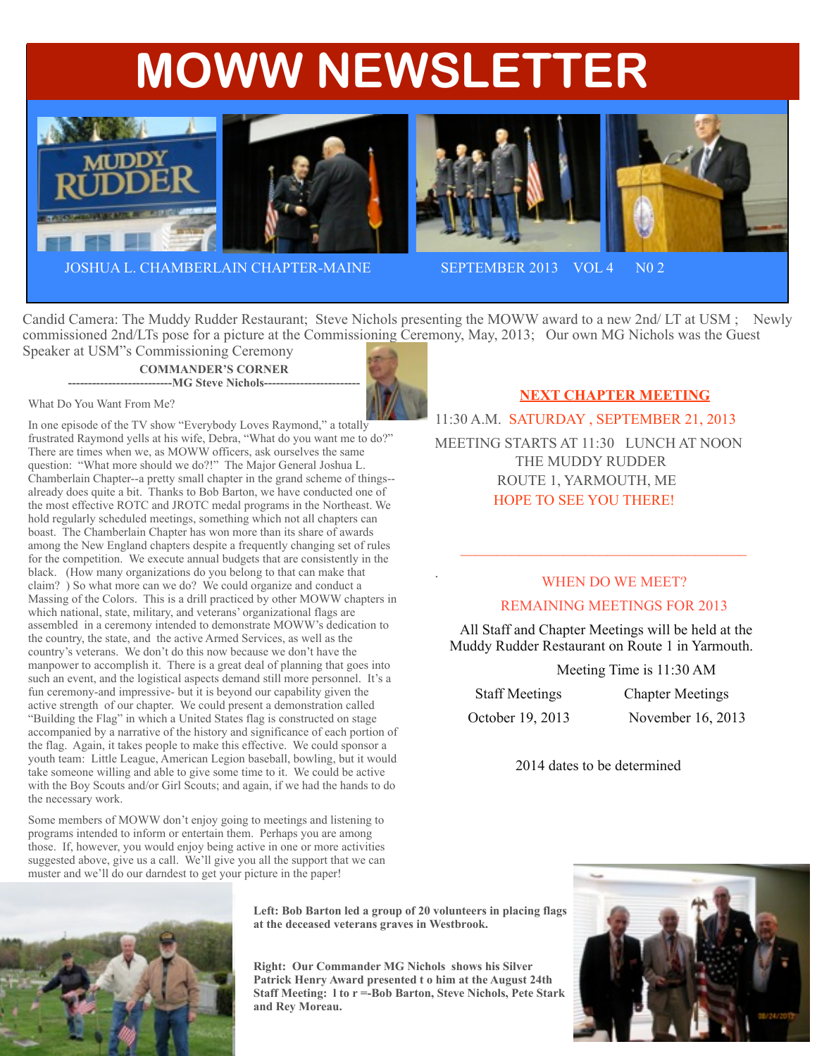# MOWW NEWSLETTER

JOSHUA L. CHAMBERLAIN CHAPTER-MAINE    SEPTEMBER 2013  VOL 4  N0 2

Candid Camera: The Muddy Rudder Restaurant; Steve Nichols presenting the MOWW award to a new 2nd/ LT at USM ; Newly commissioned 2nd/LTs pose for a picture at the Commissioning Ceremony, May, 2013; Our own MG Nichols was the Guest Speaker at USM"s Commissioning Ceremony

**COMMANDER'S CORNER**

**-------------------------MG Steve Nichols-----------------------**

What Do You Want From Me?

In one episode of the TV show "Everybody Loves Raymond," a totally frustrated Raymond yells at his wife, Debra, "What do you want me to do?" There are times when we, as MOWW officers, ask ourselves the same question: "What more should we do?!" The Major General Joshua L. Chamberlain Chapter--a pretty small chapter in the grand scheme of things--already does quite a bit. Thanks to Bob Barton, we have conducted one of the most effective ROTC and JROTC medal programs in the Northeast. We hold regularly scheduled meetings, something which not all chapters can boast. The Chamberlain Chapter has won more than its share of awards among the New England chapters despite a frequently changing set of rules for the competition. We execute annual budgets that are consistently in the black. (How many organizations do you belong to that can make that claim? ) So what more can we do? We could organize and conduct a Massing of the Colors. This is a drill practiced by other MOWW chapters in which national, state, military, and veterans' organizational flags are assembled in a ceremony intended to demonstrate MOWW's dedication to the country, the state, and the active Armed Services, as well as the country's veterans. We don't do this now because we don't have the manpower to accomplish it. There is a great deal of planning that goes into such an event, and the logistical aspects demand still more personnel. It's a fun ceremony-and impressive- but it is beyond our capability given the active strength of our chapter. We could present a demonstration called "Building the Flag" in which a United States flag is constructed on stage accompanied by a narrative of the history and significance of each portion of the flag. Again, it takes people to make this effective. We could sponsor a youth team: Little League, American Legion baseball, bowling, but it would take someone willing and able to give some time to it. We could be active with the Boy Scouts and/or Girl Scouts; and again, if we had the hands to do the necessary work.

Some members of MOWW don't enjoy going to meetings and listening to programs intended to inform or entertain them. Perhaps you are among those. If, however, you would enjoy being active in one or more activities suggested above, give us a call. We'll give you all the support that we can muster and we'll do our darndest to get your picture in the paper!

**NEXT CHAPTER MEETING**

11:30 A.M. SATURDAY , SEPTEMBER 21, 2013

MEETING STARTS AT 11:30 LUNCH AT NOON

THE MUDDY RUDDER

ROUTE 1, YARMOUTH, ME

HOPE TO SEE YOU THERE!

---

WHEN DO WE MEET?

REMAINING MEETINGS FOR 2013

All Staff and Chapter Meetings will be held at the Muddy Rudder Restaurant on Route 1 in Yarmouth.

Meeting Time is 11:30 AM

| Staff Meetings | Chapter Meetings |
| --- | --- |
| October 19, 2013 | November 16, 2013 |

2014 dates to be determined

**Left: Bob Barton led a group of 20 volunteers in placing flags at the deceased veterans graves in Westbrook.**

**Right: Our Commander MG Nichols shows his Silver Patrick Henry Award presented t o him at the August 24th Staff Meeting: l to r =-Bob Barton, Steve Nichols, Pete Stark and Rey Moreau.**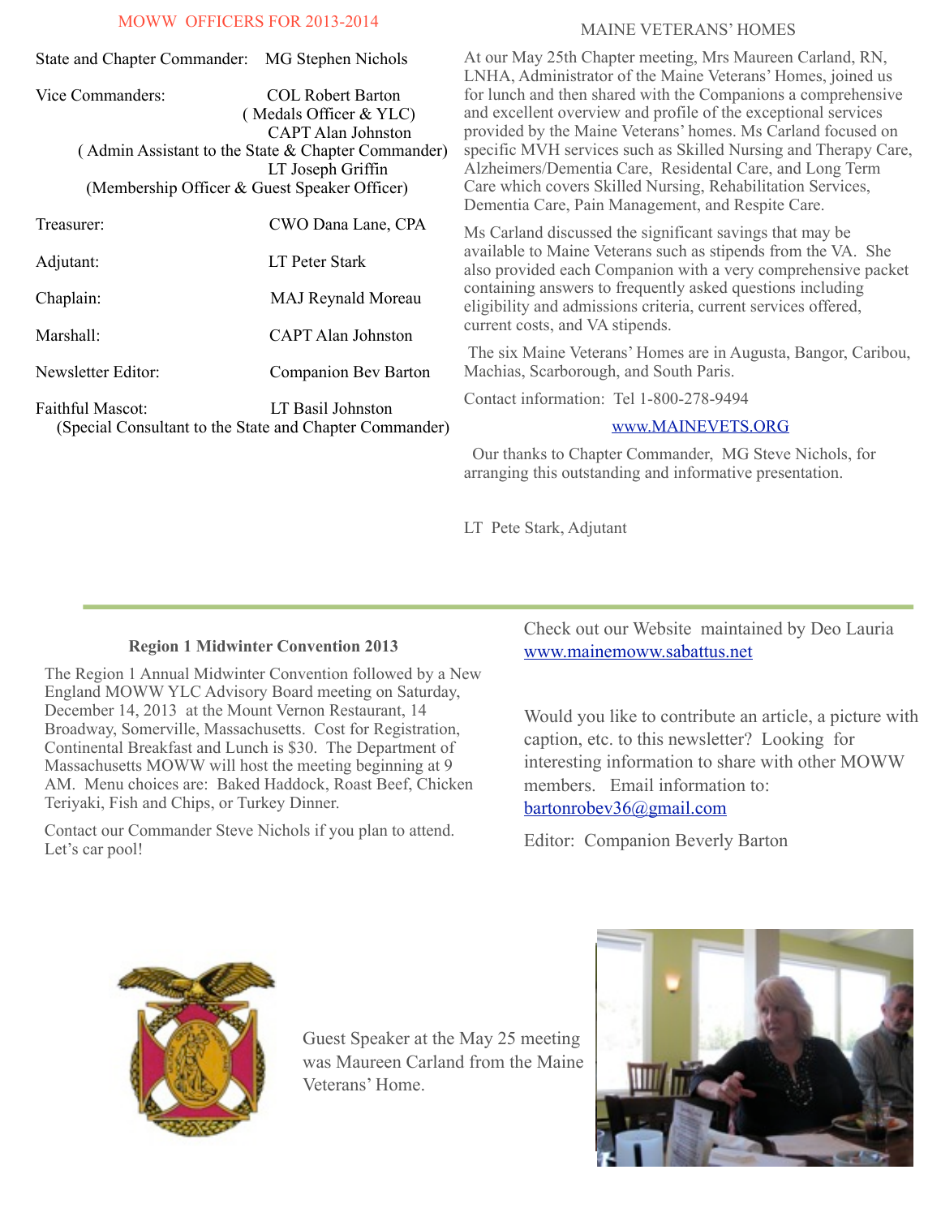## MOWW OFFICERS FOR 2013-2014

State and Chapter Commander: MG Stephen Nichols

Vice Commanders: COL Robert Barton
( Medals Officer & YLC)
CAPT Alan Johnston
( Admin Assistant to the State & Chapter Commander)
LT Joseph Griffin
(Membership Officer & Guest Speaker Officer)

Treasurer: CWO Dana Lane, CPA

Adjutant: LT Peter Stark

Chaplain: MAJ Reynald Moreau

Marshall: CAPT Alan Johnston

Newsletter Editor: Companion Bev Barton

Faithful Mascot: LT Basil Johnston
(Special Consultant to the State and Chapter Commander)

## MAINE VETERANS' HOMES

At our May 25th Chapter meeting, Mrs Maureen Carland, RN, LNHA, Administrator of the Maine Veterans' Homes, joined us for lunch and then shared with the Companions a comprehensive and excellent overview and profile of the exceptional services provided by the Maine Veterans' homes. Ms Carland focused on specific MVH services such as Skilled Nursing and Therapy Care, Alzheimers/Dementia Care, Residental Care, and Long Term Care which covers Skilled Nursing, Rehabilitation Services, Dementia Care, Pain Management, and Respite Care.

Ms Carland discussed the significant savings that may be available to Maine Veterans such as stipends from the VA. She also provided each Companion with a very comprehensive packet containing answers to frequently asked questions including eligibility and admissions criteria, current services offered, current costs, and VA stipends.

The six Maine Veterans' Homes are in Augusta, Bangor, Caribou, Machias, Scarborough, and South Paris.

Contact information: Tel 1-800-278-9494

www.MAINEVETS.ORG

Our thanks to Chapter Commander, MG Steve Nichols, for arranging this outstanding and informative presentation.

LT Pete Stark, Adjutant

---

### Region 1 Midwinter Convention 2013

The Region 1 Annual Midwinter Convention followed by a New England MOWW YLC Advisory Board meeting on Saturday, December 14, 2013 at the Mount Vernon Restaurant, 14 Broadway, Somerville, Massachusetts. Cost for Registration, Continental Breakfast and Lunch is $30. The Department of Massachusetts MOWW will host the meeting beginning at 9 AM. Menu choices are: Baked Haddock, Roast Beef, Chicken Teriyaki, Fish and Chips, or Turkey Dinner.

Contact our Commander Steve Nichols if you plan to attend. Let's car pool!

Check out our Website maintained by Deo Lauria
www.mainemoww.sabattus.net

Would you like to contribute an article, a picture with caption, etc. to this newsletter? Looking for interesting information to share with other MOWW members. Email information to:
bartonrobev36@gmail.com

Editor: Companion Beverly Barton

Guest Speaker at the May 25 meeting was Maureen Carland from the Maine Veterans' Home.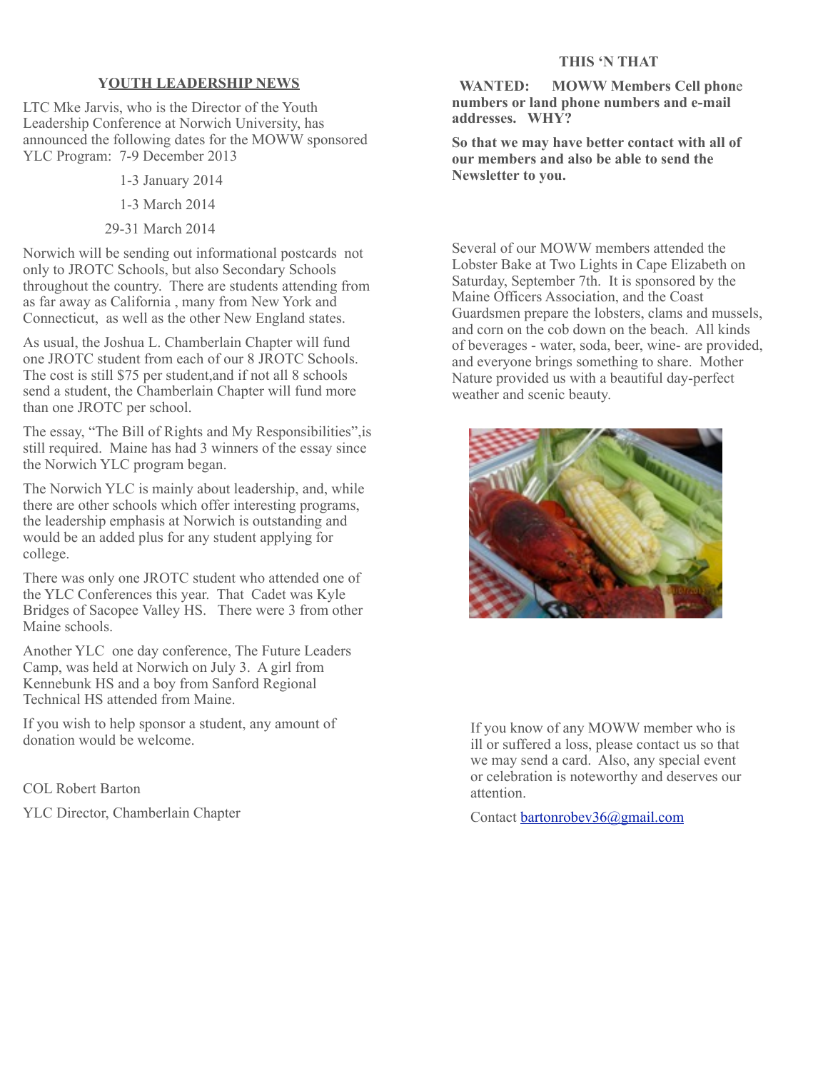## YOUTH LEADERSHIP NEWS

LTC Mke Jarvis, who is the Director of the Youth Leadership Conference at Norwich University, has announced the following dates for the MOWW sponsored YLC Program: 7-9 December 2013

1-3 January 2014

1-3 March 2014

29-31 March 2014

Norwich will be sending out informational postcards not only to JROTC Schools, but also Secondary Schools throughout the country. There are students attending from as far away as California , many from New York and Connecticut, as well as the other New England states.

As usual, the Joshua L. Chamberlain Chapter will fund one JROTC student from each of our 8 JROTC Schools. The cost is still $75 per student,and if not all 8 schools send a student, the Chamberlain Chapter will fund more than one JROTC per school.

The essay, "The Bill of Rights and My Responsibilities",is still required. Maine has had 3 winners of the essay since the Norwich YLC program began.

The Norwich YLC is mainly about leadership, and, while there are other schools which offer interesting programs, the leadership emphasis at Norwich is outstanding and would be an added plus for any student applying for college.

There was only one JROTC student who attended one of the YLC Conferences this year. That Cadet was Kyle Bridges of Sacopee Valley HS. There were 3 from other Maine schools.

Another YLC one day conference, The Future Leaders Camp, was held at Norwich on July 3. A girl from Kennebunk HS and a boy from Sanford Regional Technical HS attended from Maine.

If you wish to help sponsor a student, any amount of donation would be welcome.

COL Robert Barton

YLC Director, Chamberlain Chapter

## THIS 'N THAT

**WANTED: MOWW Members Cell phone numbers or land phone numbers and e-mail addresses. WHY?**

**So that we may have better contact with all of our members and also be able to send the Newsletter to you.**

Several of our MOWW members attended the Lobster Bake at Two Lights in Cape Elizabeth on Saturday, September 7th. It is sponsored by the Maine Officers Association, and the Coast Guardsmen prepare the lobsters, clams and mussels, and corn on the cob down on the beach. All kinds of beverages - water, soda, beer, wine- are provided, and everyone brings something to share. Mother Nature provided us with a beautiful day-perfect weather and scenic beauty.

If you know of any MOWW member who is ill or suffered a loss, please contact us so that we may send a card. Also, any special event or celebration is noteworthy and deserves our attention.

Contact bartonrobev36@gmail.com